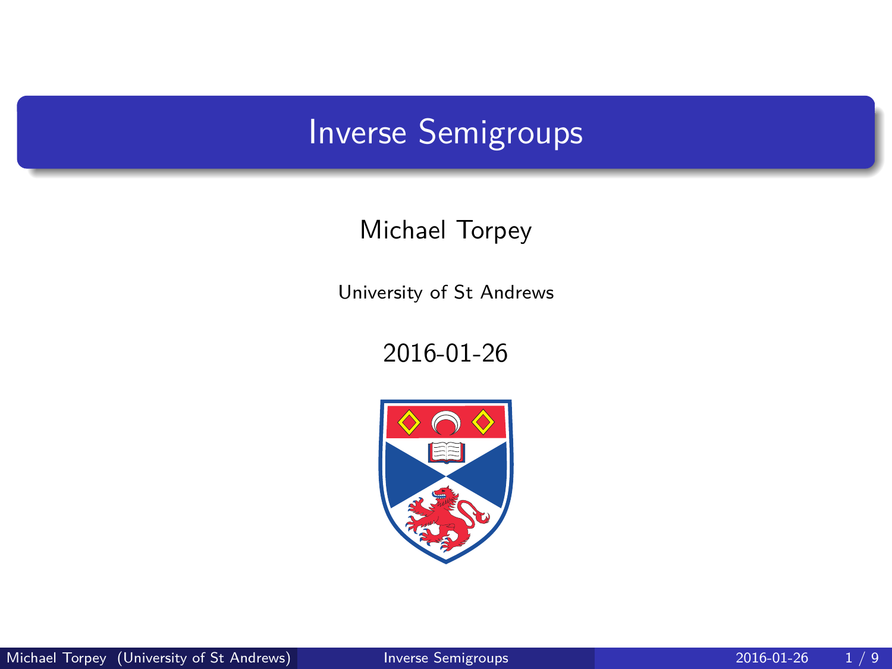# Inverse Semigroups

Michael Torpey

University of St Andrews

2016-01-26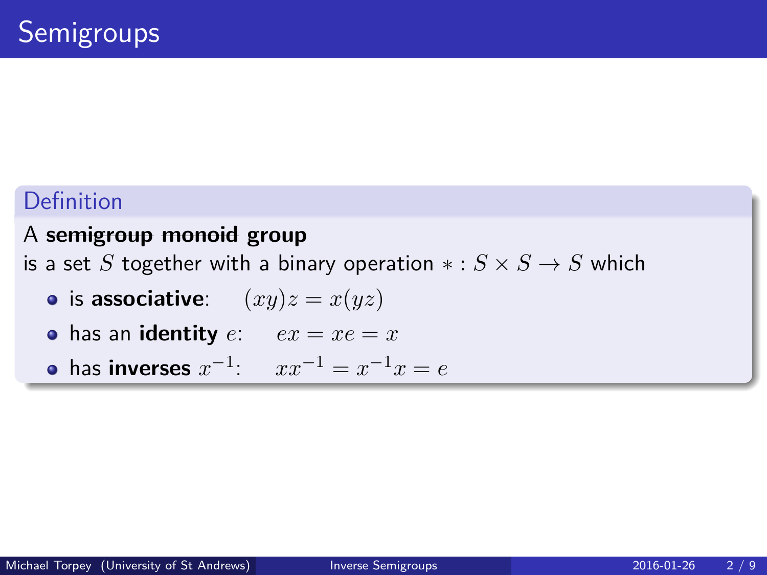# Semigroups

### Definition

A ~~**semigroup**~~ ~~**monoid**~~ **group**
is a set $S$ together with a binary operation $* : S \times S \to S$ which

- is **associative**: $(xy)z = x(yz)$
- has an **identity** $e$: $ex = xe = x$
- has **inverses** $x^{-1}$: $xx^{-1} = x^{-1}x = e$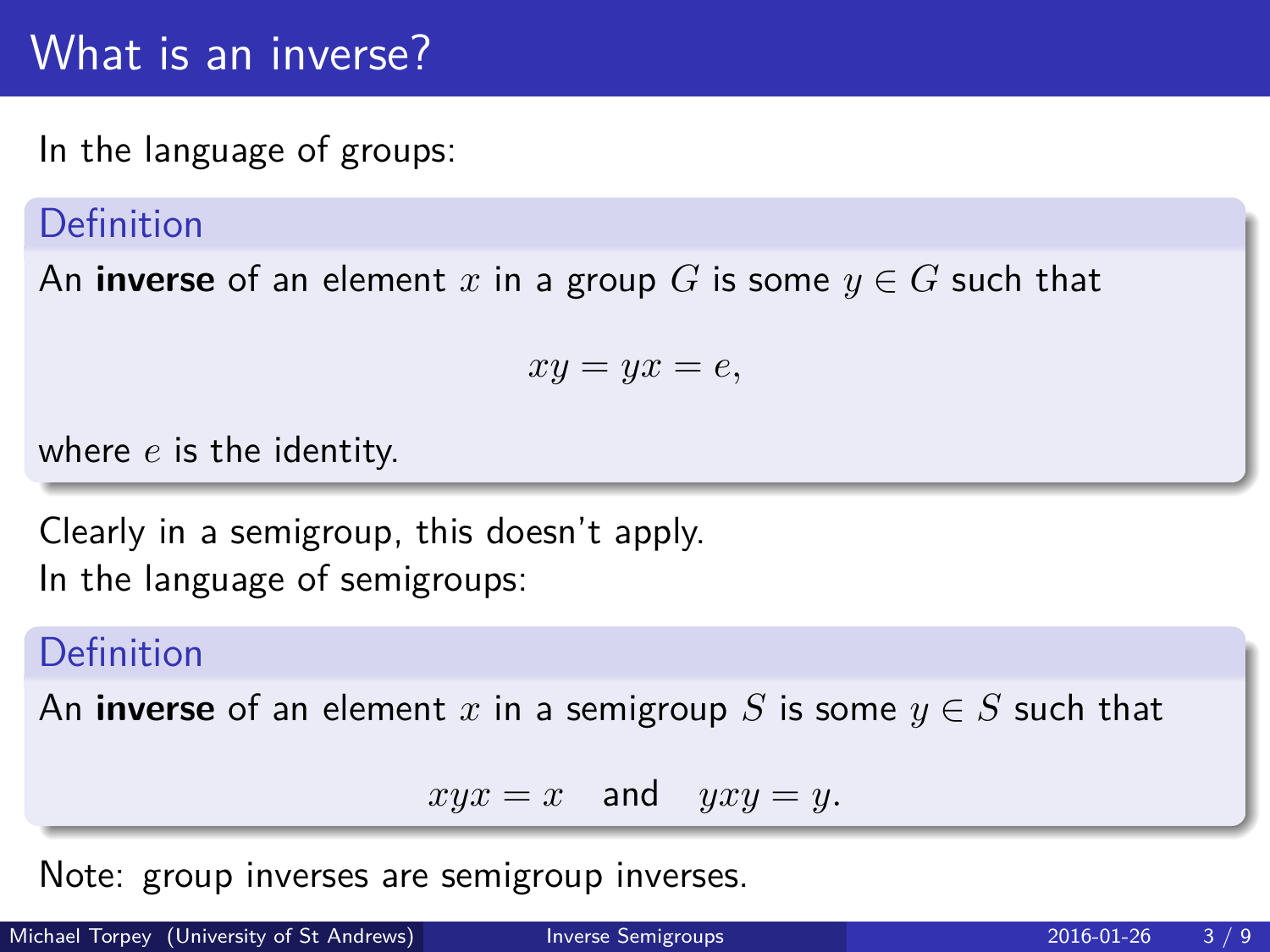# What is an inverse?

In the language of groups:

**Definition**

An **inverse** of an element $x$ in a group $G$ is some $y \in G$ such that

$$xy = yx = e,$$

where $e$ is the identity.

Clearly in a semigroup, this doesn't apply.
In the language of semigroups:

**Definition**

An **inverse** of an element $x$ in a semigroup $S$ is some $y \in S$ such that

$$xyx = x \quad \text{and} \quad yxy = y.$$

Note: group inverses are semigroup inverses.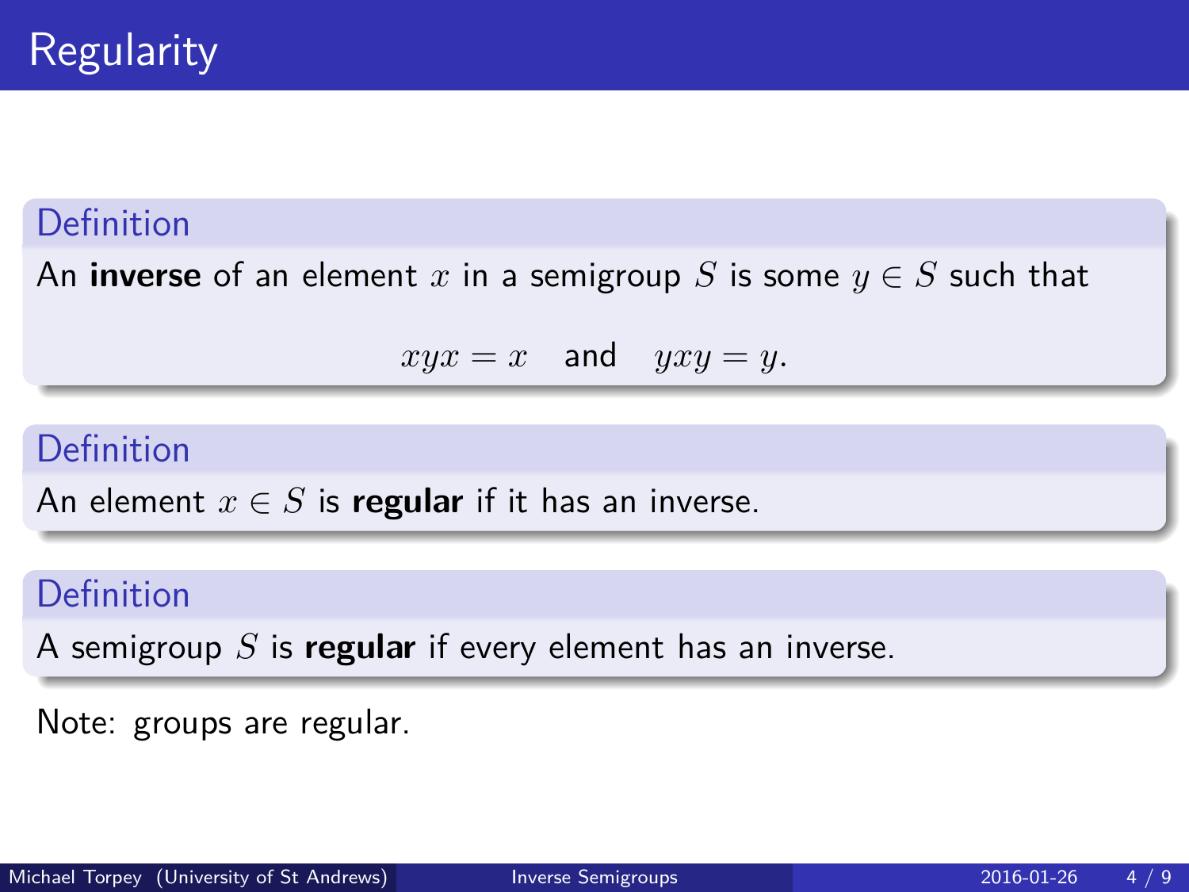# Regularity

**Definition**

An **inverse** of an element $x$ in a semigroup $S$ is some $y \in S$ such that

$$xyx = x \quad \text{and} \quad yxy = y.$$

**Definition**

An element $x \in S$ is **regular** if it has an inverse.

**Definition**

A semigroup $S$ is **regular** if every element has an inverse.

Note: groups are regular.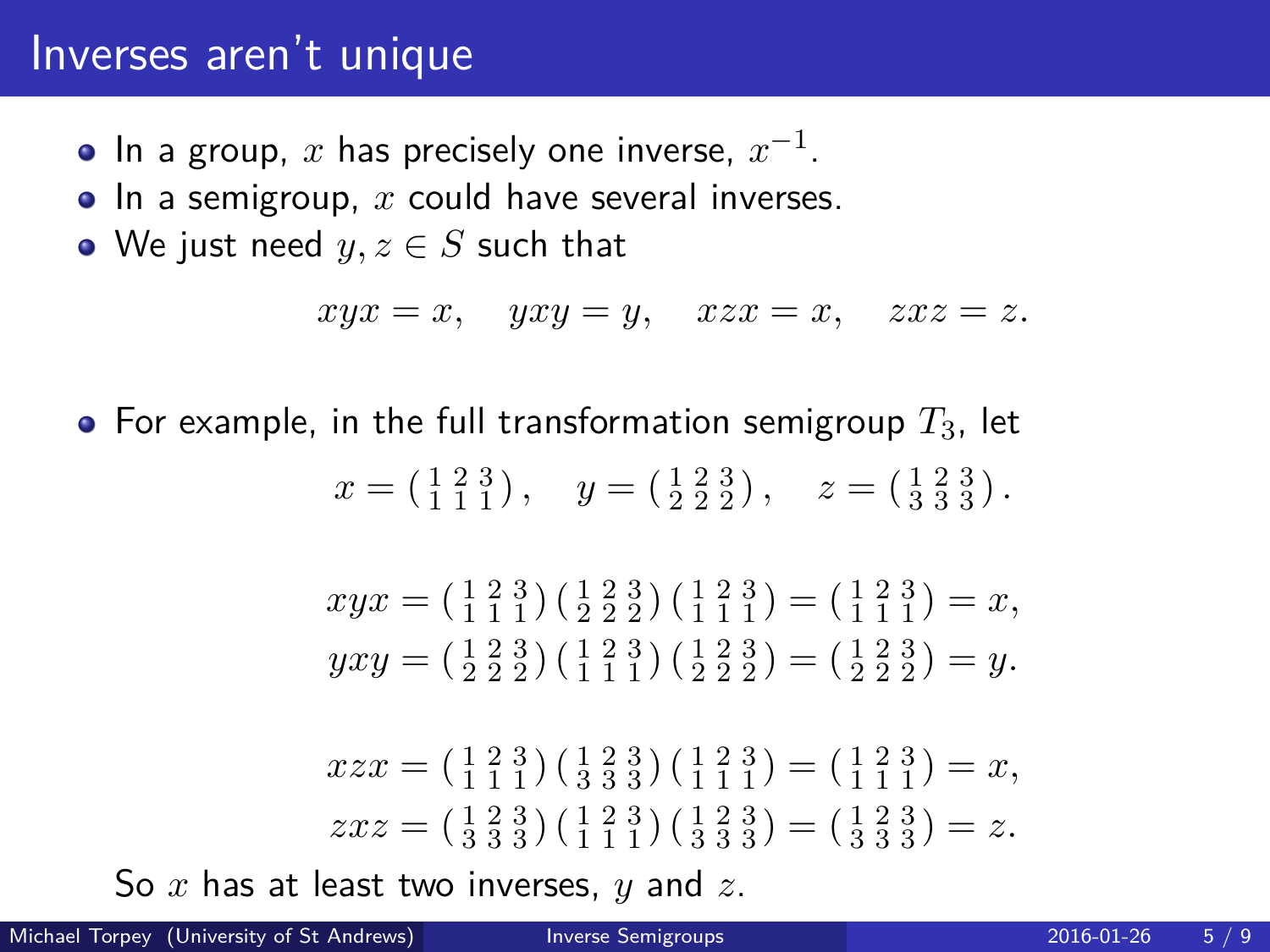# Inverses aren't unique

- In a group, $x$ has precisely one inverse, $x^{-1}$.
- In a semigroup, $x$ could have several inverses.
- We just need $y, z \in S$ such that

$$xyx = x, \quad yxy = y, \quad xzx = x, \quad zxz = z.$$

- For example, in the full transformation semigroup $T_3$, let

$$x = \left(\begin{smallmatrix} 1 & 2 & 3 \\ 1 & 1 & 1 \end{smallmatrix}\right), \quad y = \left(\begin{smallmatrix} 1 & 2 & 3 \\ 2 & 2 & 2 \end{smallmatrix}\right), \quad z = \left(\begin{smallmatrix} 1 & 2 & 3 \\ 3 & 3 & 3 \end{smallmatrix}\right).$$

$$xyx = \left(\begin{smallmatrix} 1 & 2 & 3 \\ 1 & 1 & 1 \end{smallmatrix}\right)\left(\begin{smallmatrix} 1 & 2 & 3 \\ 2 & 2 & 2 \end{smallmatrix}\right)\left(\begin{smallmatrix} 1 & 2 & 3 \\ 1 & 1 & 1 \end{smallmatrix}\right) = \left(\begin{smallmatrix} 1 & 2 & 3 \\ 1 & 1 & 1 \end{smallmatrix}\right) = x,$$

$$yxy = \left(\begin{smallmatrix} 1 & 2 & 3 \\ 2 & 2 & 2 \end{smallmatrix}\right)\left(\begin{smallmatrix} 1 & 2 & 3 \\ 1 & 1 & 1 \end{smallmatrix}\right)\left(\begin{smallmatrix} 1 & 2 & 3 \\ 2 & 2 & 2 \end{smallmatrix}\right) = \left(\begin{smallmatrix} 1 & 2 & 3 \\ 2 & 2 & 2 \end{smallmatrix}\right) = y.$$

$$xzx = \left(\begin{smallmatrix} 1 & 2 & 3 \\ 1 & 1 & 1 \end{smallmatrix}\right)\left(\begin{smallmatrix} 1 & 2 & 3 \\ 3 & 3 & 3 \end{smallmatrix}\right)\left(\begin{smallmatrix} 1 & 2 & 3 \\ 1 & 1 & 1 \end{smallmatrix}\right) = \left(\begin{smallmatrix} 1 & 2 & 3 \\ 1 & 1 & 1 \end{smallmatrix}\right) = x,$$

$$zxz = \left(\begin{smallmatrix} 1 & 2 & 3 \\ 3 & 3 & 3 \end{smallmatrix}\right)\left(\begin{smallmatrix} 1 & 2 & 3 \\ 1 & 1 & 1 \end{smallmatrix}\right)\left(\begin{smallmatrix} 1 & 2 & 3 \\ 3 & 3 & 3 \end{smallmatrix}\right) = \left(\begin{smallmatrix} 1 & 2 & 3 \\ 3 & 3 & 3 \end{smallmatrix}\right) = z.$$

So $x$ has at least two inverses, $y$ and $z$.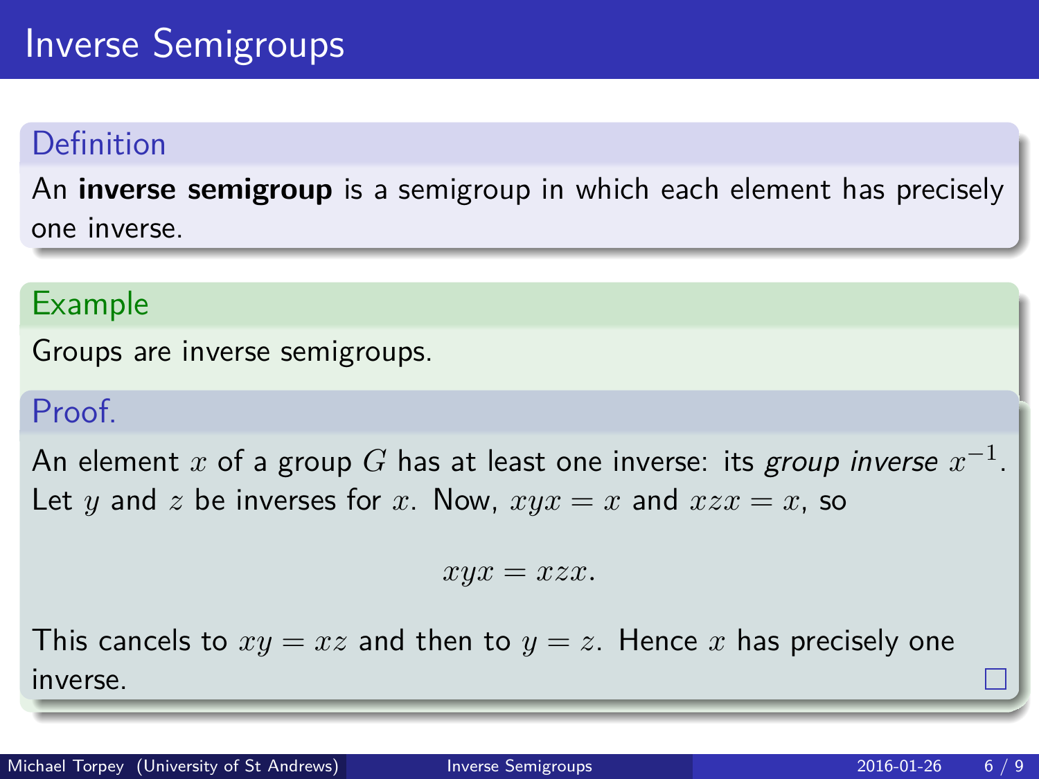# Inverse Semigroups

### Definition

An **inverse semigroup** is a semigroup in which each element has precisely one inverse.

### Example

Groups are inverse semigroups.

### Proof.

An element $x$ of a group $G$ has at least one inverse: its *group inverse* $x^{-1}$. Let $y$ and $z$ be inverses for $x$. Now, $xyx = x$ and $xzx = x$, so

$$xyx = xzx.$$

This cancels to $xy = xz$ and then to $y = z$. Hence $x$ has precisely one inverse. □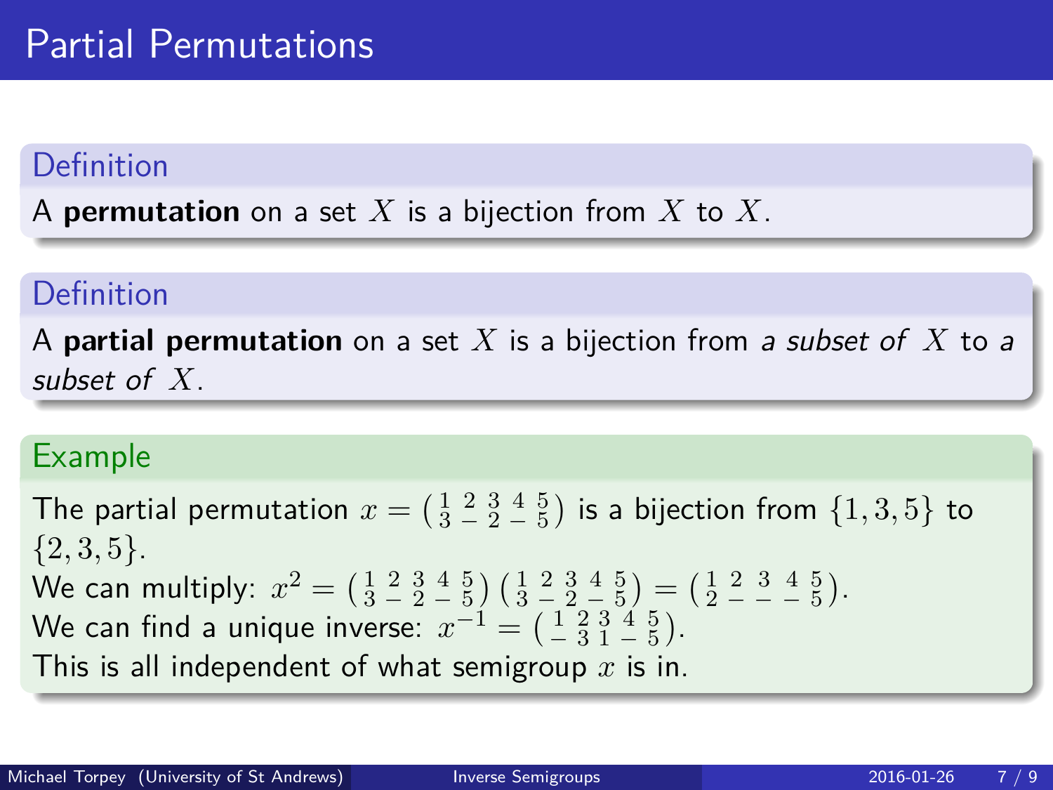# Partial Permutations

**Definition**

A **permutation** on a set $X$ is a bijection from $X$ to $X$.

**Definition**

A **partial permutation** on a set $X$ is a bijection from *a subset of* $X$ to *a subset of* $X$.

**Example**

The partial permutation $x = \left(\begin{smallmatrix} 1 & 2 & 3 & 4 & 5 \\ 3 & - & 2 & - & 5 \end{smallmatrix}\right)$ is a bijection from $\{1, 3, 5\}$ to $\{2, 3, 5\}$.

We can multiply: $x^2 = \left(\begin{smallmatrix} 1 & 2 & 3 & 4 & 5 \\ 3 & - & 2 & - & 5 \end{smallmatrix}\right) \left(\begin{smallmatrix} 1 & 2 & 3 & 4 & 5 \\ 3 & - & 2 & - & 5 \end{smallmatrix}\right) = \left(\begin{smallmatrix} 1 & 2 & 3 & 4 & 5 \\ 2 & - & - & - & 5 \end{smallmatrix}\right)$.

We can find a unique inverse: $x^{-1} = \left(\begin{smallmatrix} 1 & 2 & 3 & 4 & 5 \\ - & 3 & 1 & - & 5 \end{smallmatrix}\right)$.

This is all independent of what semigroup $x$ is in.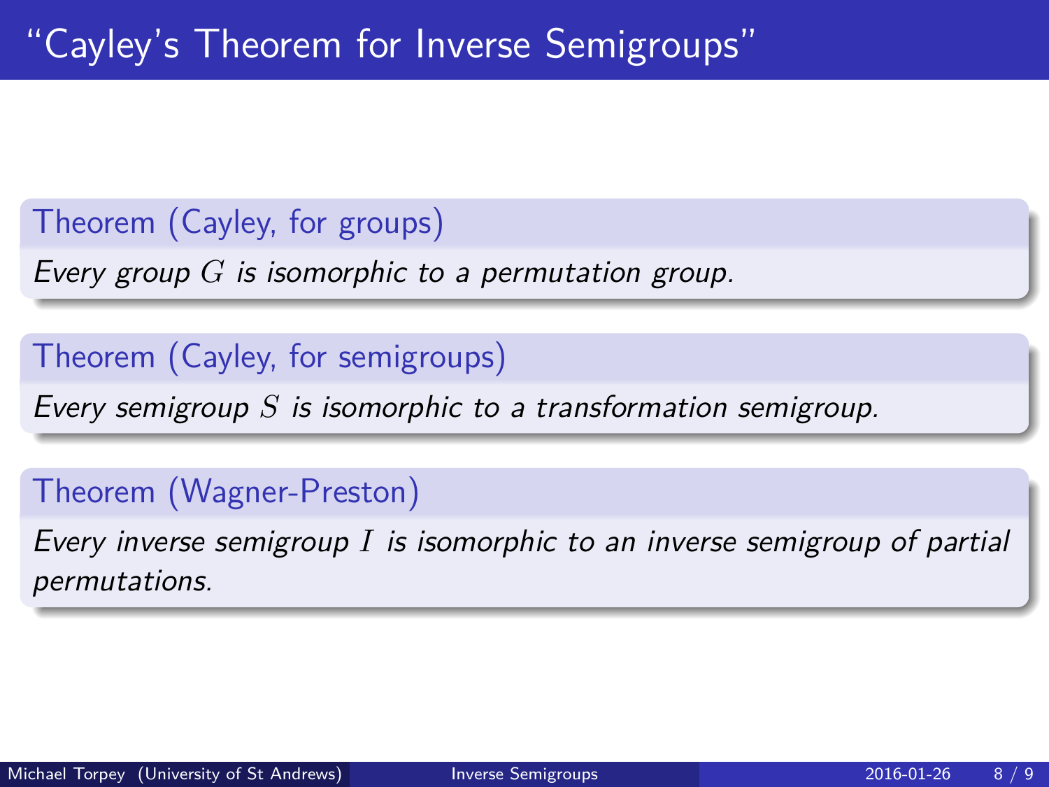# "Cayley's Theorem for Inverse Semigroups"

**Theorem (Cayley, for groups)**

*Every group $G$ is isomorphic to a permutation group.*

**Theorem (Cayley, for semigroups)**

*Every semigroup $S$ is isomorphic to a transformation semigroup.*

**Theorem (Wagner-Preston)**

*Every inverse semigroup $I$ is isomorphic to an inverse semigroup of partial permutations.*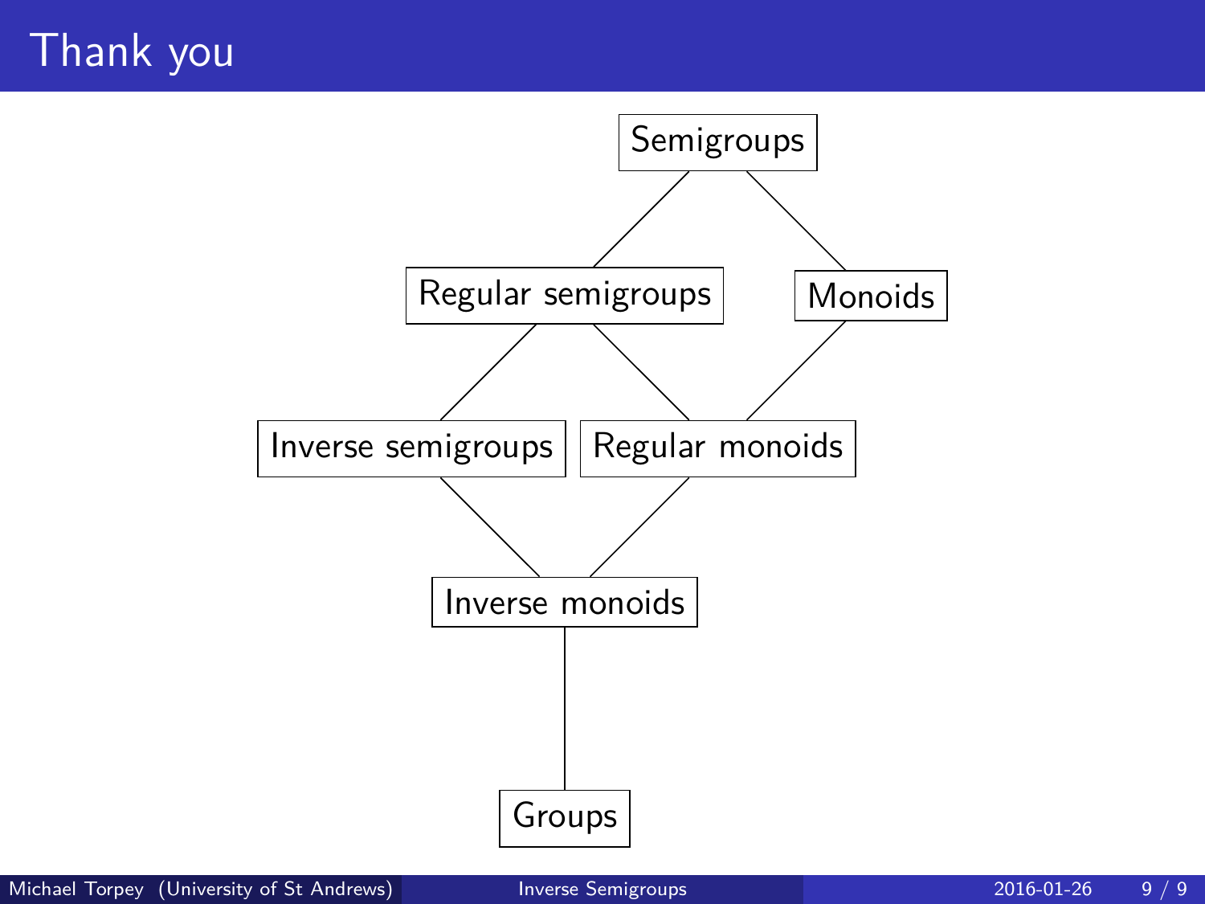# Thank you

Semigroups

Regular semigroups

Monoids

Inverse semigroups

Regular monoids

Inverse monoids

Groups